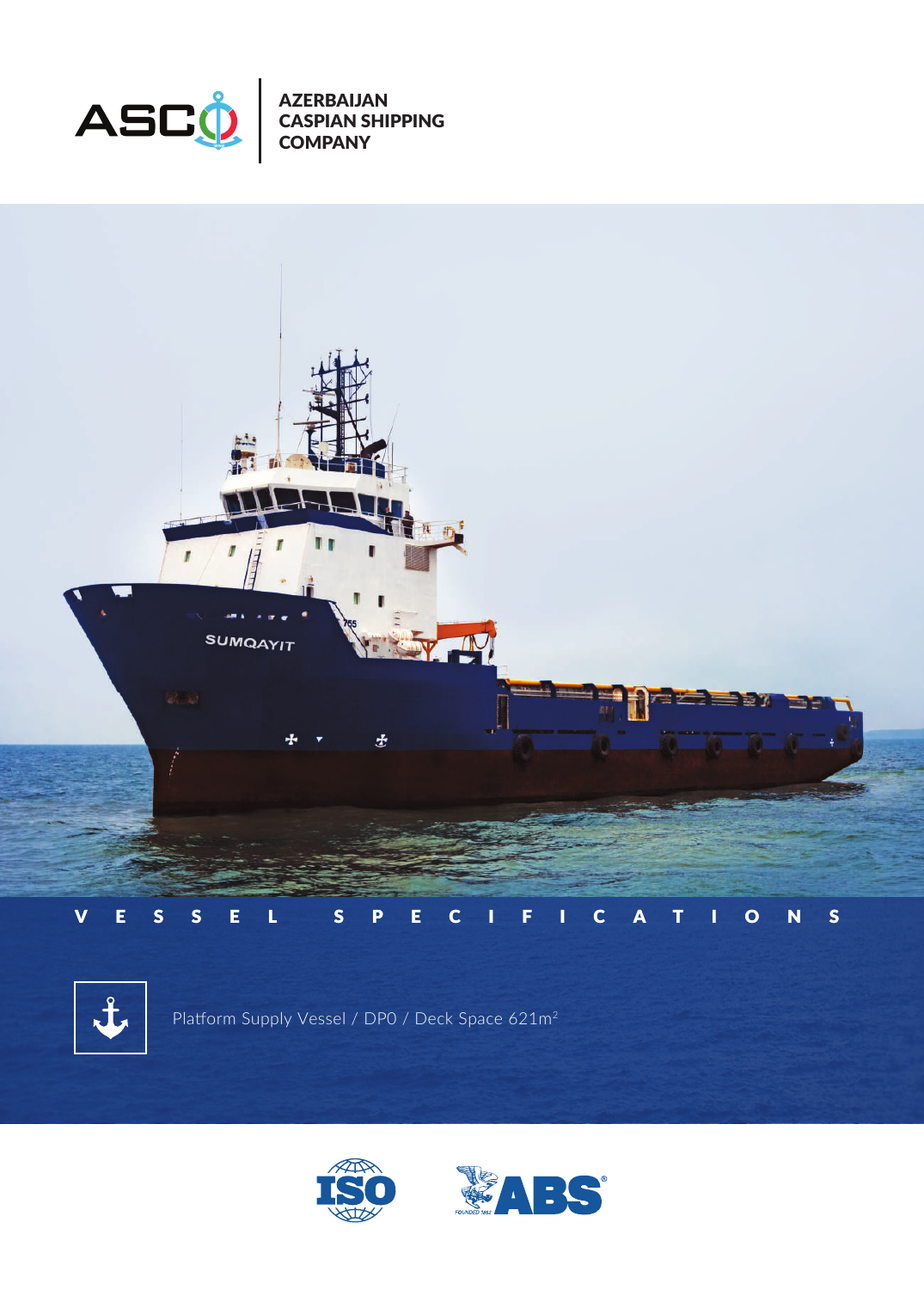AZERBAIJAN CASPIAN SHIPPING COMPANY

# VESSEL SPECIFICATIONS

Platform Supply Vessel / DP0 / Deck Space 621m²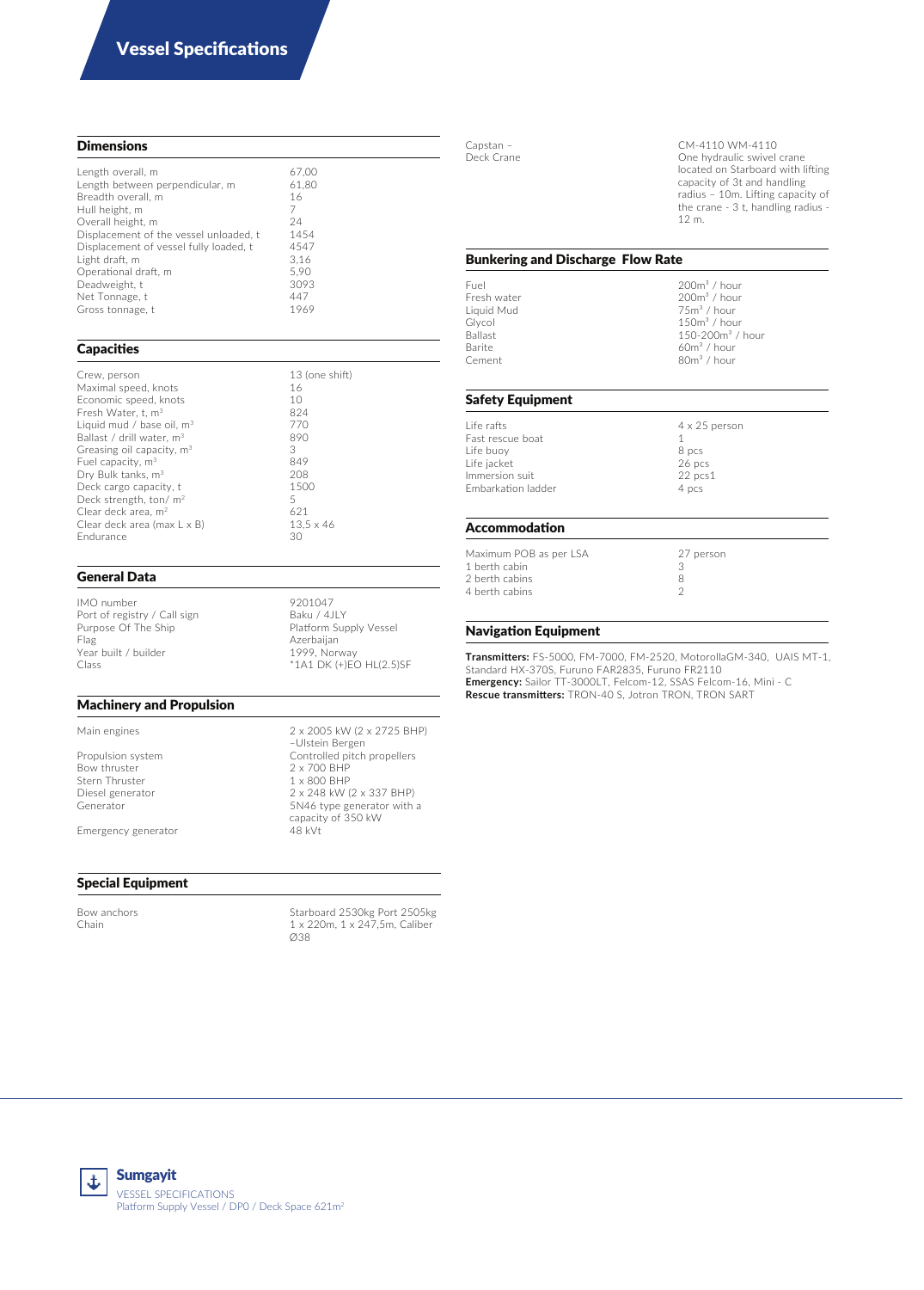# Vessel Specifications

## Dimensions

| | |
|---|---|
| Length overall, m | 67,00 |
| Length between perpendicular, m | 61,80 |
| Breadth overall, m | 16 |
| Hull height, m | 7 |
| Overall height, m | 24 |
| Displacement of the vessel unloaded, t | 1454 |
| Displacement of vessel fully loaded, t | 4547 |
| Light draft, m | 3,16 |
| Operational draft, m | 5,90 |
| Deadweight, t | 3093 |
| Net Tonnage, t | 447 |
| Gross tonnage, t | 1969 |

## Capacities

| | |
|---|---|
| Crew, person | 13 (one shift) |
| Maximal speed, knots | 16 |
| Economic speed, knots | 10 |
| Fresh Water, t, m³ | 824 |
| Liquid mud / base oil, m³ | 770 |
| Ballast / drill water, m³ | 890 |
| Greasing oil capacity, m³ | 3 |
| Fuel capacity, m³ | 849 |
| Dry Bulk tanks, m³ | 208 |
| Deck cargo capacity, t | 1500 |
| Deck strength, ton/ m² | 5 |
| Clear deck area, m² | 621 |
| Clear deck area (max L x B) | 13,5 x 46 |
| Endurance | 30 |

## General Data

| | |
|---|---|
| IMO number | 9201047 |
| Port of registry / Call sign | Baku / 4JLY |
| Purpose Of The Ship | Platform Supply Vessel |
| Flag | Azerbaijan |
| Year built / builder | 1999, Norway |
| Class | *1A1 DK (+)EO HL(2.5)SF |

## Machinery and Propulsion

| | |
|---|---|
| Main engines | 2 x 2005 kW (2 x 2725 BHP) –Ulstein Bergen |
| Propulsion system | Controlled pitch propellers |
| Bow thruster | 2 x 700 BHP |
| Stern Thruster | 1 x 800 BHP |
| Diesel generator | 2 x 248 kW (2 x 337 BHP) |
| Generator | 5N46 type generator with a capacity of 350 kW |
| Emergency generator | 48 kVt |

## Special Equipment

| | |
|---|---|
| Bow anchors | Starboard 2530kg Port 2505kg |
| Chain | 1 x 220m, 1 x 247,5m, Caliber Ø38 |
| Capstan – | CM-4110 WM-4110 |
| Deck Crane | One hydraulic swivel crane located on Starboard with lifting capacity of 3t and handling radius – 10m. Lifting capacity of the crane - 3 t, handling radius - 12 m. |

## Bunkering and Discharge Flow Rate

| | |
|---|---|
| Fuel | 200m³ / hour |
| Fresh water | 200m³ / hour |
| Liquid Mud | 75m³ / hour |
| Glycol | 150m³ / hour |
| Ballast | 150-200m³ / hour |
| Barite | 60m³ / hour |
| Cement | 80m³ / hour |

## Safety Equipment

| | |
|---|---|
| Life rafts | 4 x 25 person |
| Fast rescue boat | 1 |
| Life buoy | 8 pcs |
| Life jacket | 26 pcs |
| Immersion suit | 22 pcs1 |
| Embarkation ladder | 4 pcs |

## Accommodation

| | |
|---|---|
| Maximum POB as per LSA | 27 person |
| 1 berth cabin | 3 |
| 2 berth cabins | 8 |
| 4 berth cabins | 2 |

## Navigation Equipment

**Transmitters:** FS-5000, FM-7000, FM-2520, MotorollaGM-340, UAIS MT-1, Standard HX-370S, Furuno FAR2835, Furuno FR2110
**Emergency:** Sailor TT-3000LT, Felcom-12, SSAS Felcom-16, Mini - C
**Rescue transmitters:** TRON-40 S, Jotron TRON, TRON SART

**Sumgayit**
VESSEL SPECIFICATIONS
Platform Supply Vessel / DP0 / Deck Space 621m²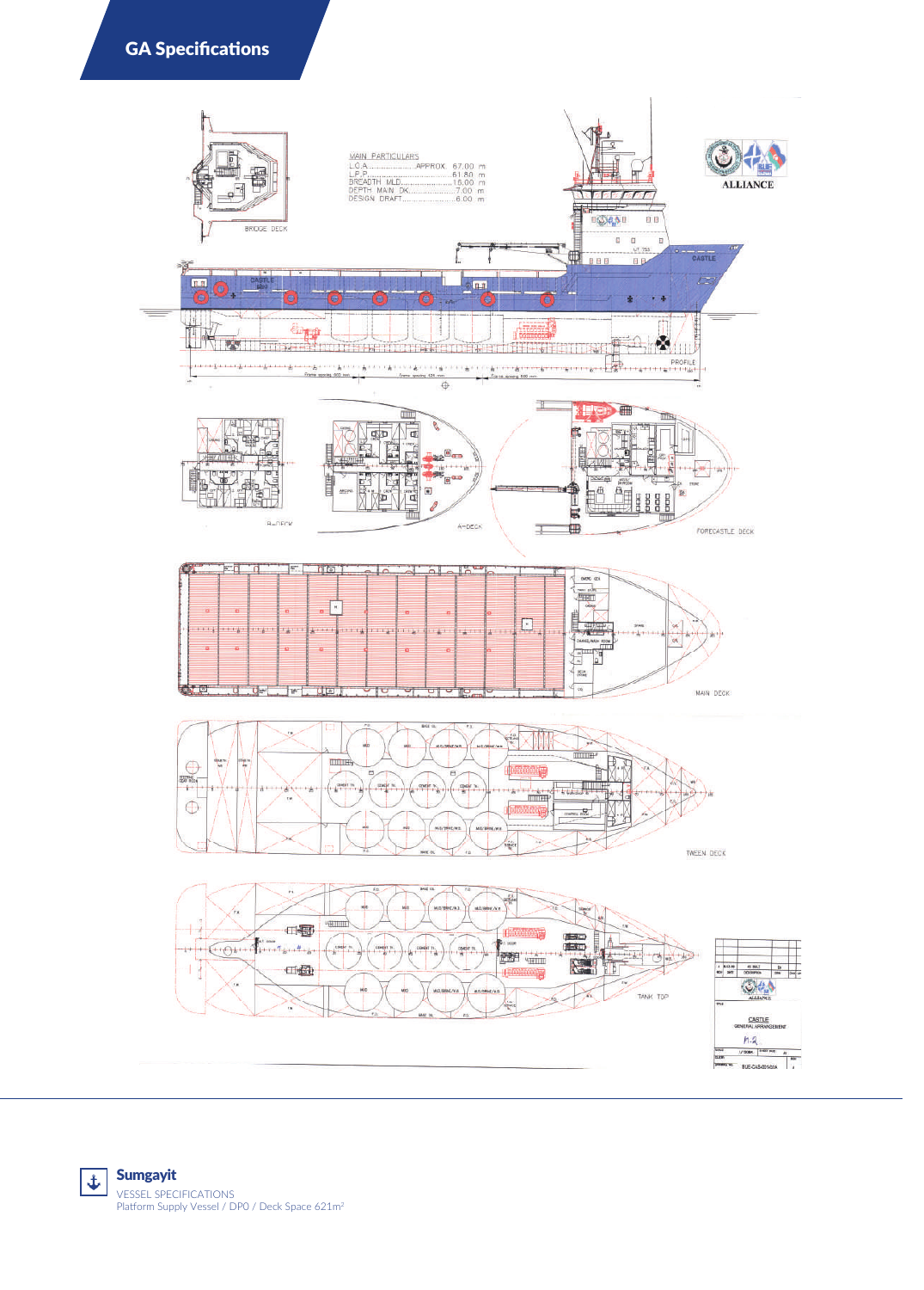## GA Specifications

MAIN PARTICULARS

L.O.A. APPROX. 67.00 m
L.P.P. 61.80 m
BREADTH MLD. 16.00 m
DEPTH MAIN DK. 7.00 m
DESIGN DRAFT 6.00 m

BRIDGE DECK

PROFILE

B-DECK

A-DECK

FORECASTLE DECK

MAIN DECK

TWEEN DECK

TANK TOP

ALLIANCE

CASTLE
GENERAL ARRANGEMENT

**Sumgayit**

VESSEL SPECIFICATIONS
Platform Supply Vessel / DP0 / Deck Space 621m$^2$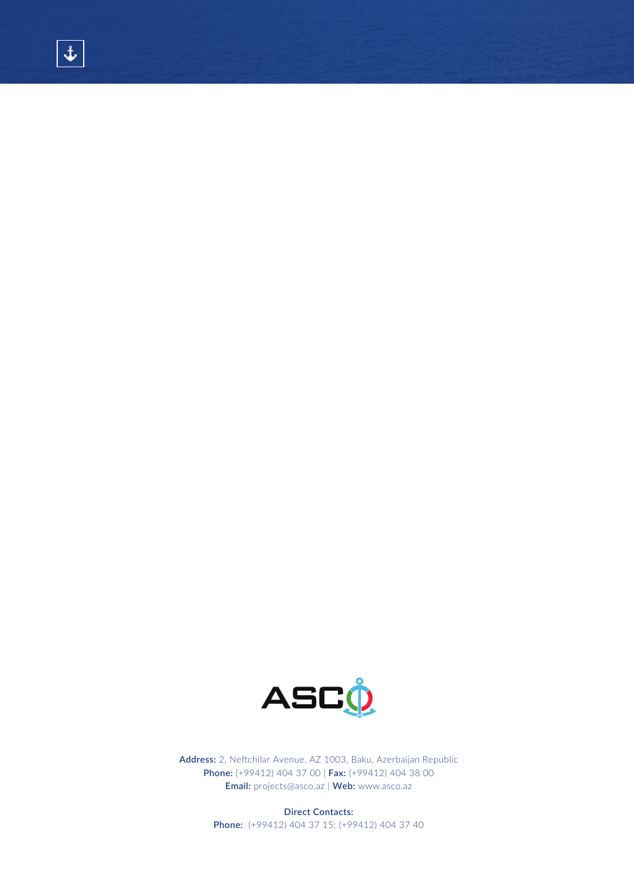ASCO

**Address:** 2, Neftchilar Avenue, AZ 1003, Baku, Azerbaijan Republic
**Phone:** (+99412) 404 37 00 | **Fax:** (+99412) 404 38 00
**Email:** projects@asco.az | **Web:** www.asco.az

**Direct Contacts:**
**Phone:** (+99412) 404 37 15; (+99412) 404 37 40